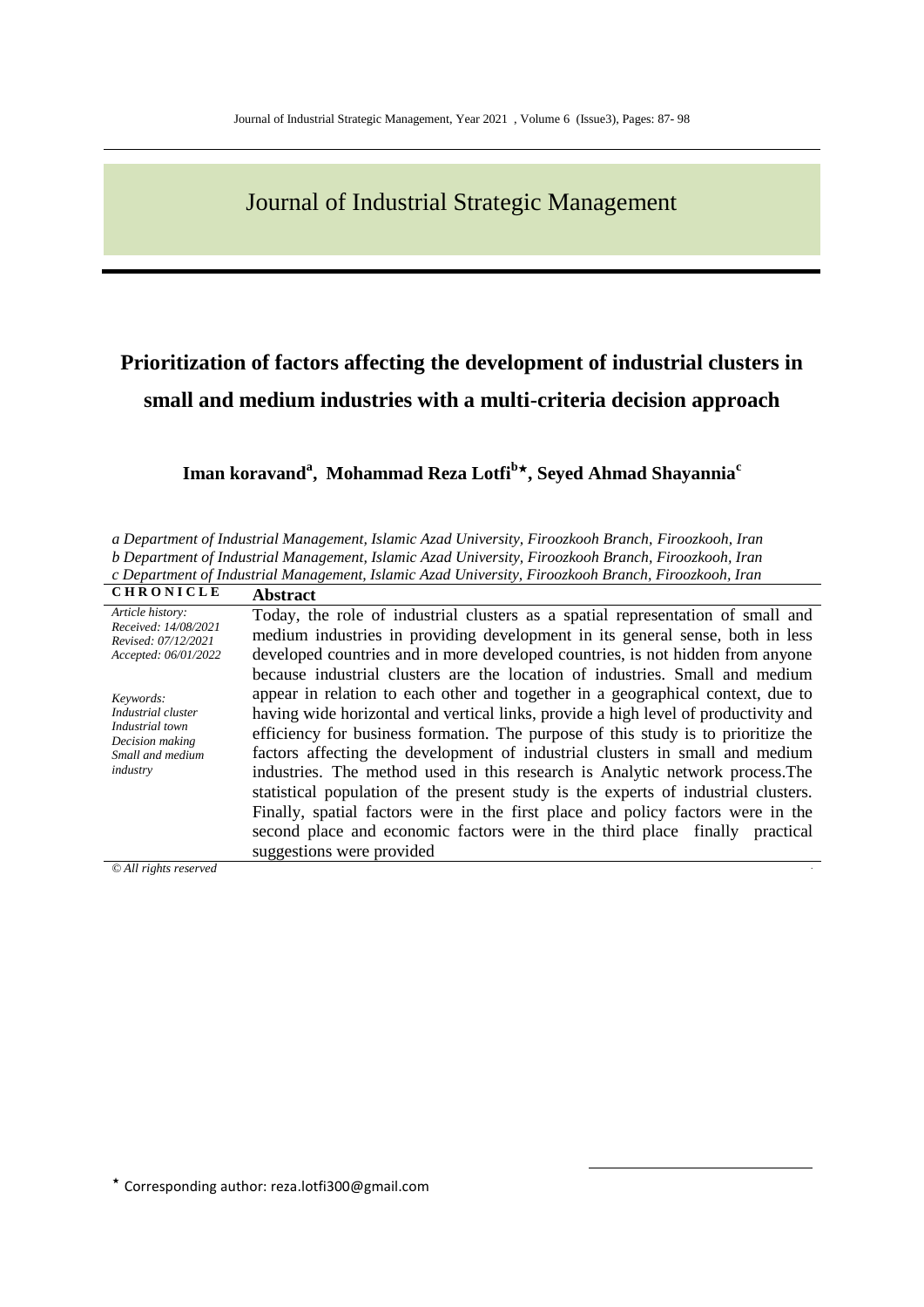# Journal of Industrial Strategic Management

## Prioritization of factors affecting the development of industrial clusters in small and medium industries with a multi-criteria decision approach

**Iman koravand[a], Mohammad Reza Lotfi[b]\*, Seyed Ahmad Shayannia[c]**

*a Department of Industrial Management, Islamic Azad University, Firoozkooh Branch, Firoozkooh, Iran*
*b Department of Industrial Management, Islamic Azad University, Firoozkooh Branch, Firoozkooh, Iran*
*c Department of Industrial Management, Islamic Azad University, Firoozkooh Branch, Firoozkooh, Iran*

**CHRONICLE**

*Article history:*
*Received: 14/08/2021*
*Revised: 07/12/2021*
*Accepted: 06/01/2022*

*Keywords:*
*Industrial cluster*
*Industrial town*
*Decision making*
*Small and medium industry*

**Abstract**

Today, the role of industrial clusters as a spatial representation of small and medium industries in providing development in its general sense, both in less developed countries and in more developed countries, is not hidden from anyone because industrial clusters are the location of industries. Small and medium appear in relation to each other and together in a geographical context, due to having wide horizontal and vertical links, provide a high level of productivity and efficiency for business formation. The purpose of this study is to prioritize the factors affecting the development of industrial clusters in small and medium industries. The method used in this research is Analytic network process.The statistical population of the present study is the experts of industrial clusters. Finally, spatial factors were in the first place and policy factors were in the second place and economic factors were in the third place finally practical suggestions were provided

*© All rights reserved*

\* Corresponding author: reza.lotfi300@gmail.com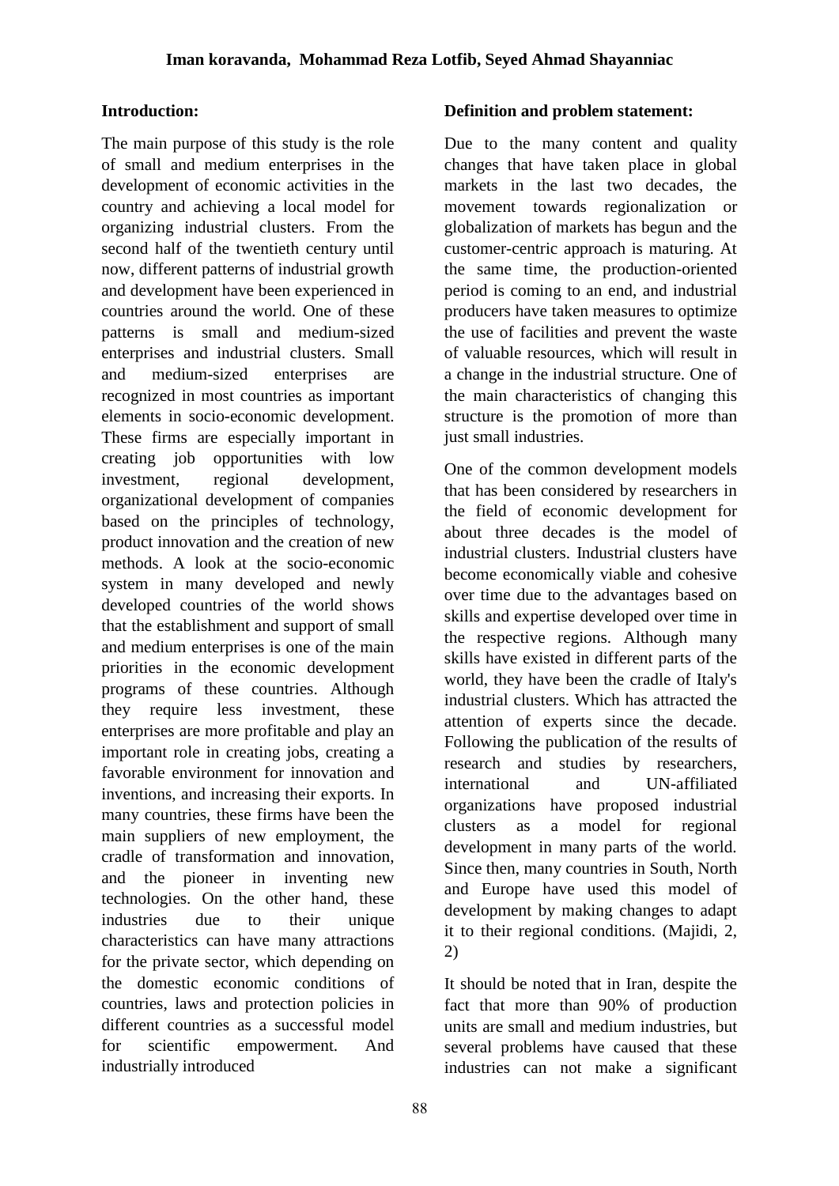## Introduction:

The main purpose of this study is the role of small and medium enterprises in the development of economic activities in the country and achieving a local model for organizing industrial clusters. From the second half of the twentieth century until now, different patterns of industrial growth and development have been experienced in countries around the world. One of these patterns is small and medium-sized enterprises and industrial clusters. Small and medium-sized enterprises are recognized in most countries as important elements in socio-economic development. These firms are especially important in creating job opportunities with low investment, regional development, organizational development of companies based on the principles of technology, product innovation and the creation of new methods. A look at the socio-economic system in many developed and newly developed countries of the world shows that the establishment and support of small and medium enterprises is one of the main priorities in the economic development programs of these countries. Although they require less investment, these enterprises are more profitable and play an important role in creating jobs, creating a favorable environment for innovation and inventions, and increasing their exports. In many countries, these firms have been the main suppliers of new employment, the cradle of transformation and innovation, and the pioneer in inventing new technologies. On the other hand, these industries due to their unique characteristics can have many attractions for the private sector, which depending on the domestic economic conditions of countries, laws and protection policies in different countries as a successful model for scientific empowerment. And industrially introduced

## Definition and problem statement:

Due to the many content and quality changes that have taken place in global markets in the last two decades, the movement towards regionalization or globalization of markets has begun and the customer-centric approach is maturing. At the same time, the production-oriented period is coming to an end, and industrial producers have taken measures to optimize the use of facilities and prevent the waste of valuable resources, which will result in a change in the industrial structure. One of the main characteristics of changing this structure is the promotion of more than just small industries.

One of the common development models that has been considered by researchers in the field of economic development for about three decades is the model of industrial clusters. Industrial clusters have become economically viable and cohesive over time due to the advantages based on skills and expertise developed over time in the respective regions. Although many skills have existed in different parts of the world, they have been the cradle of Italy's industrial clusters. Which has attracted the attention of experts since the decade. Following the publication of the results of research and studies by researchers, international and UN-affiliated organizations have proposed industrial clusters as a model for regional development in many parts of the world. Since then, many countries in South, North and Europe have used this model of development by making changes to adapt it to their regional conditions. (Majidi, 2, 2)

It should be noted that in Iran, despite the fact that more than 90% of production units are small and medium industries, but several problems have caused that these industries can not make a significant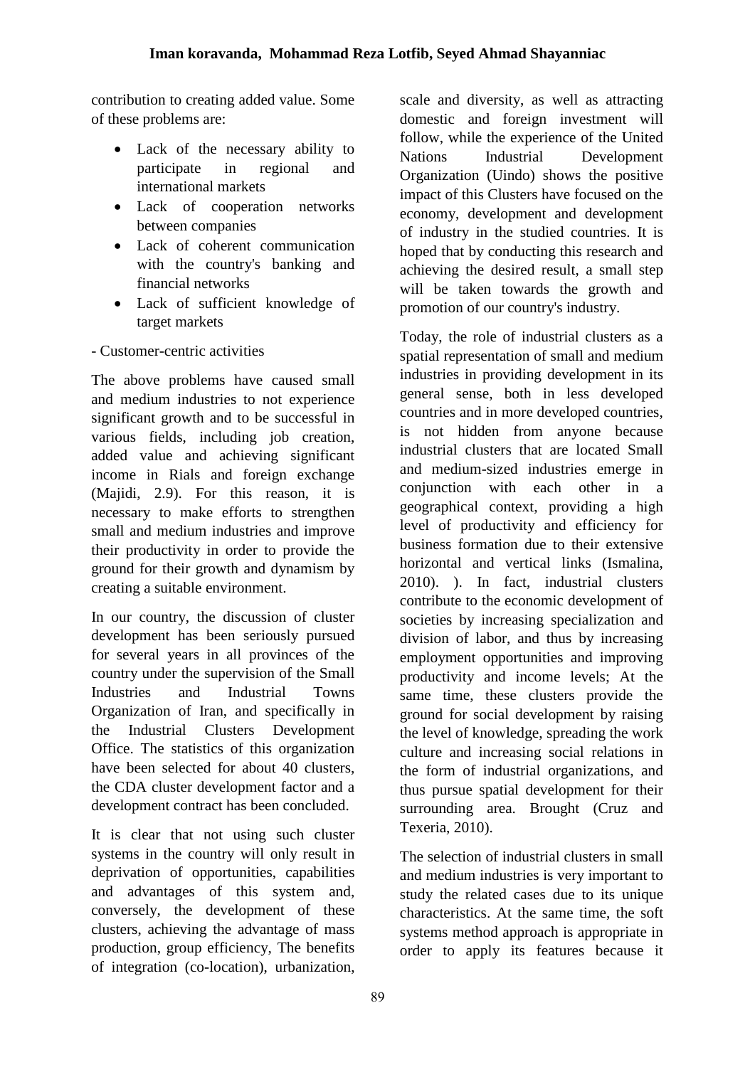contribution to creating added value. Some of these problems are:

- Lack of the necessary ability to participate in regional and international markets
- Lack of cooperation networks between companies
- Lack of coherent communication with the country's banking and financial networks
- Lack of sufficient knowledge of target markets

- Customer-centric activities

The above problems have caused small and medium industries to not experience significant growth and to be successful in various fields, including job creation, added value and achieving significant income in Rials and foreign exchange (Majidi, 2.9). For this reason, it is necessary to make efforts to strengthen small and medium industries and improve their productivity in order to provide the ground for their growth and dynamism by creating a suitable environment.

In our country, the discussion of cluster development has been seriously pursued for several years in all provinces of the country under the supervision of the Small Industries and Industrial Towns Organization of Iran, and specifically in the Industrial Clusters Development Office. The statistics of this organization have been selected for about 40 clusters, the CDA cluster development factor and a development contract has been concluded.

It is clear that not using such cluster systems in the country will only result in deprivation of opportunities, capabilities and advantages of this system and, conversely, the development of these clusters, achieving the advantage of mass production, group efficiency, The benefits of integration (co-location), urbanization, scale and diversity, as well as attracting domestic and foreign investment will follow, while the experience of the United Nations Industrial Development Organization (Uindo) shows the positive impact of this Clusters have focused on the economy, development and development of industry in the studied countries. It is hoped that by conducting this research and achieving the desired result, a small step will be taken towards the growth and promotion of our country's industry.

Today, the role of industrial clusters as a spatial representation of small and medium industries in providing development in its general sense, both in less developed countries and in more developed countries, is not hidden from anyone because industrial clusters that are located Small and medium-sized industries emerge in conjunction with each other in a geographical context, providing a high level of productivity and efficiency for business formation due to their extensive horizontal and vertical links (Ismalina, 2010). ). In fact, industrial clusters contribute to the economic development of societies by increasing specialization and division of labor, and thus by increasing employment opportunities and improving productivity and income levels; At the same time, these clusters provide the ground for social development by raising the level of knowledge, spreading the work culture and increasing social relations in the form of industrial organizations, and thus pursue spatial development for their surrounding area. Brought (Cruz and Texeria, 2010).

The selection of industrial clusters in small and medium industries is very important to study the related cases due to its unique characteristics. At the same time, the soft systems method approach is appropriate in order to apply its features because it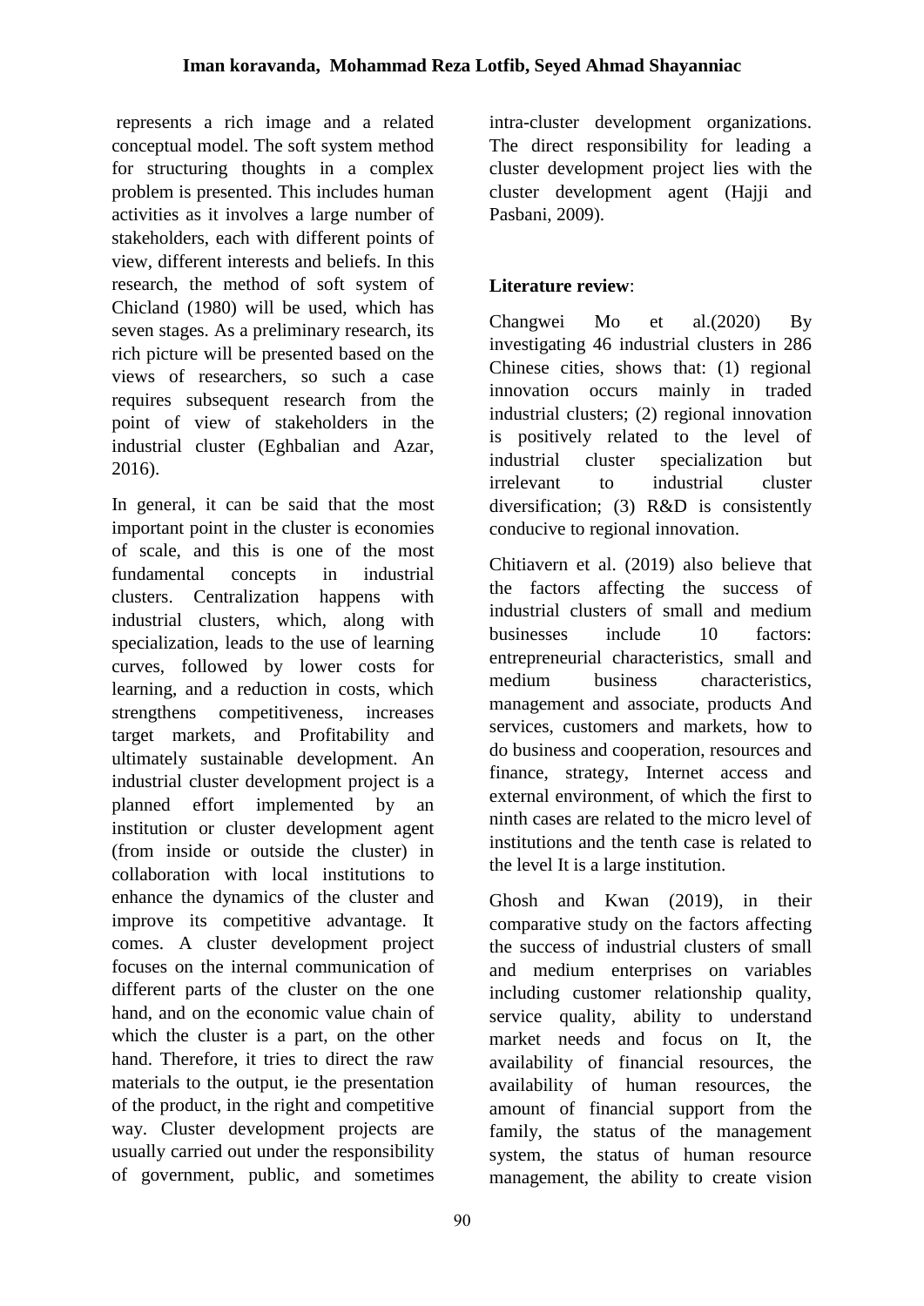represents a rich image and a related conceptual model. The soft system method for structuring thoughts in a complex problem is presented. This includes human activities as it involves a large number of stakeholders, each with different points of view, different interests and beliefs. In this research, the method of soft system of Chicland (1980) will be used, which has seven stages. As a preliminary research, its rich picture will be presented based on the views of researchers, so such a case requires subsequent research from the point of view of stakeholders in the industrial cluster (Eghbalian and Azar, 2016).

In general, it can be said that the most important point in the cluster is economies of scale, and this is one of the most fundamental concepts in industrial clusters. Centralization happens with industrial clusters, which, along with specialization, leads to the use of learning curves, followed by lower costs for learning, and a reduction in costs, which strengthens competitiveness, increases target markets, and Profitability and ultimately sustainable development. An industrial cluster development project is a planned effort implemented by an institution or cluster development agent (from inside or outside the cluster) in collaboration with local institutions to enhance the dynamics of the cluster and improve its competitive advantage. It comes. A cluster development project focuses on the internal communication of different parts of the cluster on the one hand, and on the economic value chain of which the cluster is a part, on the other hand. Therefore, it tries to direct the raw materials to the output, ie the presentation of the product, in the right and competitive way. Cluster development projects are usually carried out under the responsibility of government, public, and sometimes intra-cluster development organizations. The direct responsibility for leading a cluster development project lies with the cluster development agent (Hajji and Pasbani, 2009).

**Literature review**:

Changwei Mo et al.(2020) By investigating 46 industrial clusters in 286 Chinese cities, shows that: (1) regional innovation occurs mainly in traded industrial clusters; (2) regional innovation is positively related to the level of industrial cluster specialization but irrelevant to industrial cluster diversification; (3) R&D is consistently conducive to regional innovation.

Chitiavern et al. (2019) also believe that the factors affecting the success of industrial clusters of small and medium businesses include 10 factors: entrepreneurial characteristics, small and medium business characteristics, management and associate, products And services, customers and markets, how to do business and cooperation, resources and finance, strategy, Internet access and external environment, of which the first to ninth cases are related to the micro level of institutions and the tenth case is related to the level It is a large institution.

Ghosh and Kwan (2019), in their comparative study on the factors affecting the success of industrial clusters of small and medium enterprises on variables including customer relationship quality, service quality, ability to understand market needs and focus on It, the availability of financial resources, the availability of human resources, the amount of financial support from the family, the status of the management system, the status of human resource management, the ability to create vision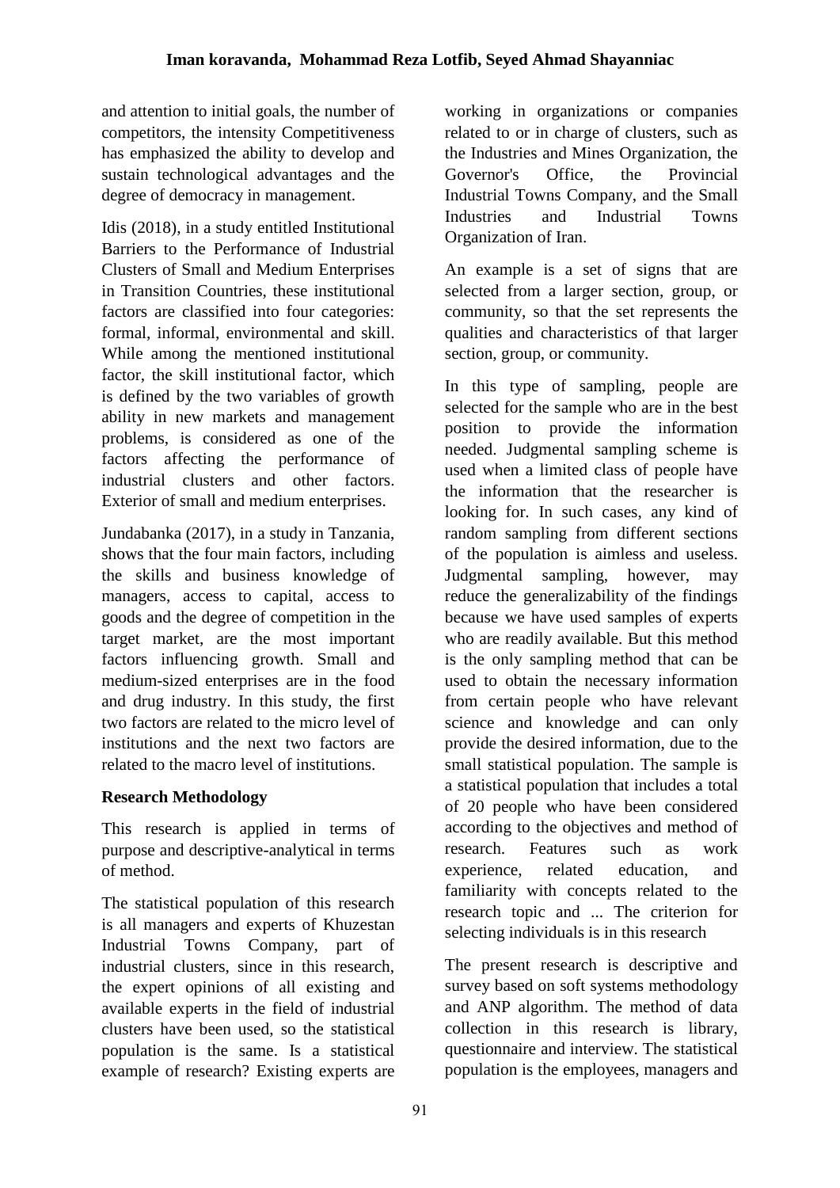and attention to initial goals, the number of competitors, the intensity Competitiveness has emphasized the ability to develop and sustain technological advantages and the degree of democracy in management.

Idis (2018), in a study entitled Institutional Barriers to the Performance of Industrial Clusters of Small and Medium Enterprises in Transition Countries, these institutional factors are classified into four categories: formal, informal, environmental and skill. While among the mentioned institutional factor, the skill institutional factor, which is defined by the two variables of growth ability in new markets and management problems, is considered as one of the factors affecting the performance of industrial clusters and other factors. Exterior of small and medium enterprises.

Jundabanka (2017), in a study in Tanzania, shows that the four main factors, including the skills and business knowledge of managers, access to capital, access to goods and the degree of competition in the target market, are the most important factors influencing growth. Small and medium-sized enterprises are in the food and drug industry. In this study, the first two factors are related to the micro level of institutions and the next two factors are related to the macro level of institutions.

**Research Methodology**

This research is applied in terms of purpose and descriptive-analytical in terms of method.

The statistical population of this research is all managers and experts of Khuzestan Industrial Towns Company, part of industrial clusters, since in this research, the expert opinions of all existing and available experts in the field of industrial clusters have been used, so the statistical population is the same. Is a statistical example of research? Existing experts are working in organizations or companies related to or in charge of clusters, such as the Industries and Mines Organization, the Governor's Office, the Provincial Industrial Towns Company, and the Small Industries and Industrial Towns Organization of Iran.

An example is a set of signs that are selected from a larger section, group, or community, so that the set represents the qualities and characteristics of that larger section, group, or community.

In this type of sampling, people are selected for the sample who are in the best position to provide the information needed. Judgmental sampling scheme is used when a limited class of people have the information that the researcher is looking for. In such cases, any kind of random sampling from different sections of the population is aimless and useless. Judgmental sampling, however, may reduce the generalizability of the findings because we have used samples of experts who are readily available. But this method is the only sampling method that can be used to obtain the necessary information from certain people who have relevant science and knowledge and can only provide the desired information, due to the small statistical population. The sample is a statistical population that includes a total of 20 people who have been considered according to the objectives and method of research. Features such as work experience, related education, and familiarity with concepts related to the research topic and ... The criterion for selecting individuals is in this research

The present research is descriptive and survey based on soft systems methodology and ANP algorithm. The method of data collection in this research is library, questionnaire and interview. The statistical population is the employees, managers and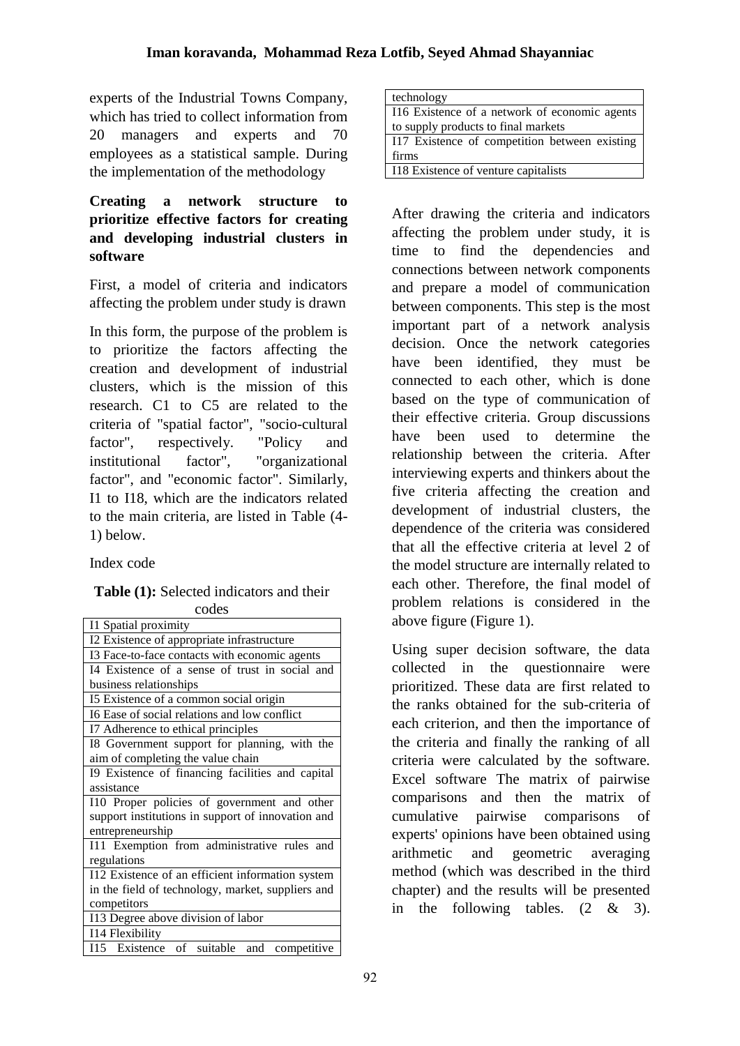experts of the Industrial Towns Company, which has tried to collect information from 20 managers and experts and 70 employees as a statistical sample. During the implementation of the methodology

**Creating a network structure to prioritize effective factors for creating and developing industrial clusters in software**

First, a model of criteria and indicators affecting the problem under study is drawn

In this form, the purpose of the problem is to prioritize the factors affecting the creation and development of industrial clusters, which is the mission of this research. C1 to C5 are related to the criteria of "spatial factor", "socio-cultural factor", respectively. "Policy and institutional factor", "organizational factor", and "economic factor". Similarly, I1 to I18, which are the indicators related to the main criteria, are listed in Table (4-1) below.

Index code

**Table (1):** Selected indicators and their codes

| |
|---|
| I1 Spatial proximity |
| I2 Existence of appropriate infrastructure |
| I3 Face-to-face contacts with economic agents |
| I4 Existence of a sense of trust in social and business relationships |
| I5 Existence of a common social origin |
| I6 Ease of social relations and low conflict |
| I7 Adherence to ethical principles |
| I8 Government support for planning, with the aim of completing the value chain |
| I9 Existence of financing facilities and capital assistance |
| I10 Proper policies of government and other support institutions in support of innovation and entrepreneurship |
| I11 Exemption from administrative rules and regulations |
| I12 Existence of an efficient information system in the field of technology, market, suppliers and competitors |
| I13 Degree above division of labor |
| I14 Flexibility |
| I15 Existence of suitable and competitive technology |
| I16 Existence of a network of economic agents to supply products to final markets |
| I17 Existence of competition between existing firms |
| I18 Existence of venture capitalists |

After drawing the criteria and indicators affecting the problem under study, it is time to find the dependencies and connections between network components and prepare a model of communication between components. This step is the most important part of a network analysis decision. Once the network categories have been identified, they must be connected to each other, which is done based on the type of communication of their effective criteria. Group discussions have been used to determine the relationship between the criteria. After interviewing experts and thinkers about the five criteria affecting the creation and development of industrial clusters, the dependence of the criteria was considered that all the effective criteria at level 2 of the model structure are internally related to each other. Therefore, the final model of problem relations is considered in the above figure (Figure 1).

Using super decision software, the data collected in the questionnaire were prioritized. These data are first related to the ranks obtained for the sub-criteria of each criterion, and then the importance of the criteria and finally the ranking of all criteria were calculated by the software. Excel software The matrix of pairwise comparisons and then the matrix of cumulative pairwise comparisons of experts' opinions have been obtained using arithmetic and geometric averaging method (which was described in the third chapter) and the results will be presented in the following tables. (2 & 3).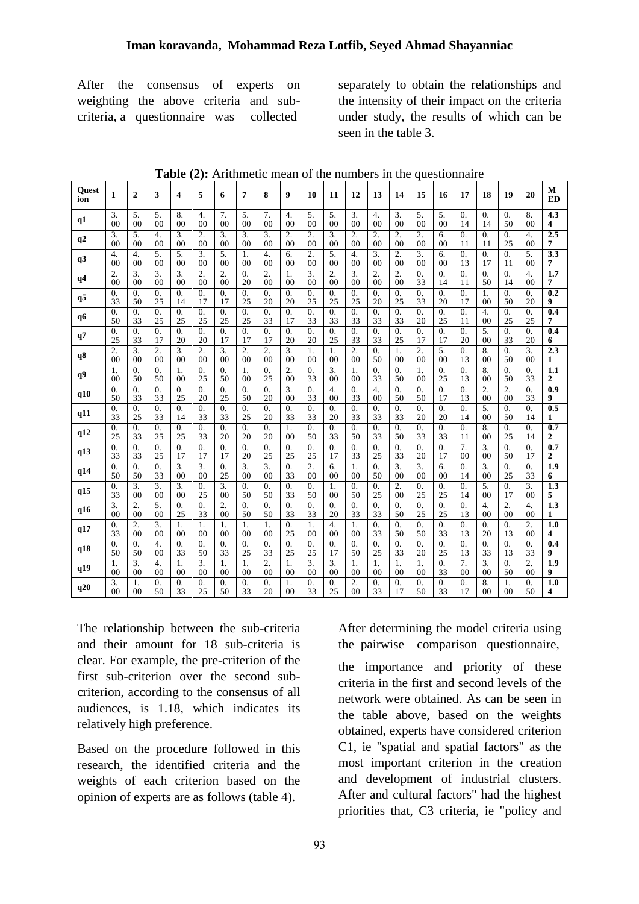After the consensus of experts on weighting the above criteria and sub-criteria, a questionnaire was collected separately to obtain the relationships and the intensity of their impact on the criteria under study, the results of which can be seen in the table 3.

**Table (2):** Arithmetic mean of the numbers in the questionnaire

| Question | 1 | 2 | 3 | 4 | 5 | 6 | 7 | 8 | 9 | 10 | 11 | 12 | 13 | 14 | 15 | 16 | 17 | 18 | 19 | 20 | MED |
|---|---|---|---|---|---|---|---|---|---|---|---|---|---|---|---|---|---|---|---|---|---|
| q1 | 3.00 | 5.00 | 5.00 | 8.00 | 4.00 | 7.00 | 5.00 | 7.00 | 4.00 | 5.00 | 5.00 | 3.00 | 4.00 | 3.00 | 5.00 | 5.00 | 0.14 | 0.14 | 0.50 | 8.00 | **4.34** |
| q2 | 3.00 | 5.00 | 4.00 | 3.00 | 2.00 | 3.00 | 3.00 | 3.00 | 2.00 | 2.00 | 3.00 | 2.00 | 2.00 | 2.00 | 2.00 | 6.00 | 0.11 | 0.11 | 0.25 | 4.00 | **2.57** |
| q3 | 4.00 | 4.00 | 5.00 | 5.00 | 3.00 | 5.00 | 1.00 | 4.00 | 6.00 | 2.00 | 5.00 | 4.00 | 3.00 | 2.00 | 3.00 | 6.00 | 0.13 | 0.17 | 0.11 | 5.00 | **3.37** |
| q4 | 2.00 | 3.00 | 3.00 | 3.00 | 2.00 | 2.00 | 0.20 | 2.00 | 1.00 | 3.00 | 2.00 | 3.00 | 2.00 | 2.00 | 0.33 | 0.14 | 0.11 | 0.50 | 0.14 | 4.00 | **1.77** |
| q5 | 0.33 | 0.50 | 0.25 | 0.14 | 0.17 | 0.17 | 0.25 | 0.20 | 0.20 | 0.25 | 0.25 | 0.25 | 0.20 | 0.25 | 0.33 | 0.20 | 0.17 | 1.00 | 0.50 | 0.20 | **0.29** |
| q6 | 0.50 | 0.33 | 0.25 | 0.25 | 0.25 | 0.25 | 0.25 | 0.33 | 0.17 | 0.33 | 0.33 | 0.33 | 0.33 | 0.33 | 0.20 | 0.25 | 0.11 | 4.00 | 0.25 | 0.25 | **0.47** |
| q7 | 0.25 | 0.33 | 0.17 | 0.20 | 0.20 | 0.17 | 0.17 | 0.17 | 0.20 | 0.20 | 0.25 | 0.33 | 0.33 | 0.25 | 0.17 | 0.17 | 0.20 | 5.00 | 0.33 | 0.20 | **0.46** |
| q8 | 2.00 | 3.00 | 2.00 | 3.00 | 2.00 | 3.00 | 2.00 | 2.00 | 3.00 | 1.00 | 1.00 | 2.00 | 0.50 | 1.00 | 2.00 | 5.00 | 0.13 | 8.00 | 0.50 | 3.00 | **2.31** |
| q9 | 1.00 | 0.50 | 0.50 | 1.00 | 0.25 | 0.50 | 1.00 | 0.25 | 2.00 | 0.33 | 3.00 | 1.00 | 0.33 | 0.50 | 1.00 | 0.25 | 0.13 | 8.00 | 0.50 | 0.33 | **1.12** |
| q10 | 0.50 | 0.33 | 0.33 | 0.25 | 0.20 | 0.25 | 0.50 | 0.20 | 3.00 | 0.33 | 4.00 | 0.33 | 4.00 | 0.50 | 0.50 | 0.17 | 0.13 | 2.00 | 2.00 | 0.33 | **0.99** |
| q11 | 0.33 | 0.25 | 0.33 | 0.14 | 0.33 | 0.33 | 0.25 | 0.20 | 0.33 | 0.33 | 0.20 | 0.33 | 0.33 | 0.33 | 0.20 | 0.20 | 0.14 | 5.00 | 0.50 | 0.14 | **0.51** |
| q12 | 0.25 | 0.33 | 0.25 | 0.25 | 0.33 | 0.20 | 0.20 | 0.20 | 1.00 | 0.50 | 0.33 | 0.50 | 0.33 | 0.50 | 0.33 | 0.33 | 0.11 | 8.00 | 0.25 | 0.14 | **0.72** |
| q13 | 0.33 | 0.33 | 0.25 | 0.17 | 0.17 | 0.17 | 0.20 | 0.25 | 0.25 | 0.25 | 0.17 | 0.33 | 0.25 | 0.33 | 0.20 | 0.17 | 7.00 | 3.00 | 0.50 | 0.17 | **0.72** |
| q14 | 0.50 | 0.50 | 0.33 | 3.00 | 3.00 | 0.25 | 3.00 | 3.00 | 0.33 | 2.00 | 6.00 | 1.00 | 0.50 | 3.00 | 3.00 | 6.00 | 0.14 | 3.00 | 0.25 | 0.33 | **1.96** |
| q15 | 0.33 | 3.00 | 3.00 | 3.00 | 0.25 | 3.00 | 0.50 | 0.50 | 0.33 | 0.50 | 1.00 | 0.50 | 0.25 | 2.00 | 0.25 | 0.25 | 0.14 | 5.00 | 0.17 | 3.00 | **1.35** |
| q16 | 3.00 | 2.00 | 5.00 | 0.25 | 0.33 | 2.00 | 0.50 | 0.50 | 0.33 | 0.33 | 0.20 | 0.33 | 0.33 | 0.50 | 0.25 | 0.25 | 0.13 | 4.00 | 2.00 | 4.00 | **1.31** |
| q17 | 0.33 | 2.00 | 3.00 | 1.00 | 1.00 | 1.00 | 1.00 | 1.00 | 0.25 | 1.00 | 4.00 | 1.00 | 0.33 | 0.50 | 0.50 | 0.33 | 0.13 | 0.20 | 0.13 | 2.00 | **1.04** |
| q18 | 0.50 | 0.50 | 4.00 | 0.33 | 0.50 | 0.33 | 0.25 | 0.33 | 0.25 | 0.25 | 0.17 | 0.50 | 0.25 | 0.33 | 0.20 | 0.25 | 0.13 | 0.33 | 0.13 | 0.33 | **0.49** |
| q19 | 1.00 | 3.00 | 4.00 | 1.00 | 3.00 | 1.00 | 1.00 | 2.00 | 1.00 | 3.00 | 3.00 | 1.00 | 1.00 | 1.00 | 1.00 | 0.33 | 7.00 | 3.00 | 0.50 | 2.00 | **1.99** |
| q20 | 3.00 | 1.00 | 0.50 | 0.33 | 0.25 | 0.50 | 0.33 | 0.20 | 1.00 | 0.33 | 0.25 | 2.00 | 0.33 | 0.17 | 0.50 | 0.33 | 0.17 | 8.00 | 1.00 | 0.50 | **1.04** |

The relationship between the sub-criteria and their amount for 18 sub-criteria is clear. For example, the pre-criterion of the first sub-criterion over the second sub-criterion, according to the consensus of all audiences, is 1.18, which indicates its relatively high preference.

Based on the procedure followed in this research, the identified criteria and the weights of each criterion based on the opinion of experts are as follows (table 4).

After determining the model criteria using the pairwise comparison questionnaire,

the importance and priority of these criteria in the first and second levels of the network were obtained. As can be seen in the table above, based on the weights obtained, experts have considered criterion C1, ie "spatial and spatial factors" as the most important criterion in the creation and development of industrial clusters. After and cultural factors" had the highest priorities that, C3 criteria, ie "policy and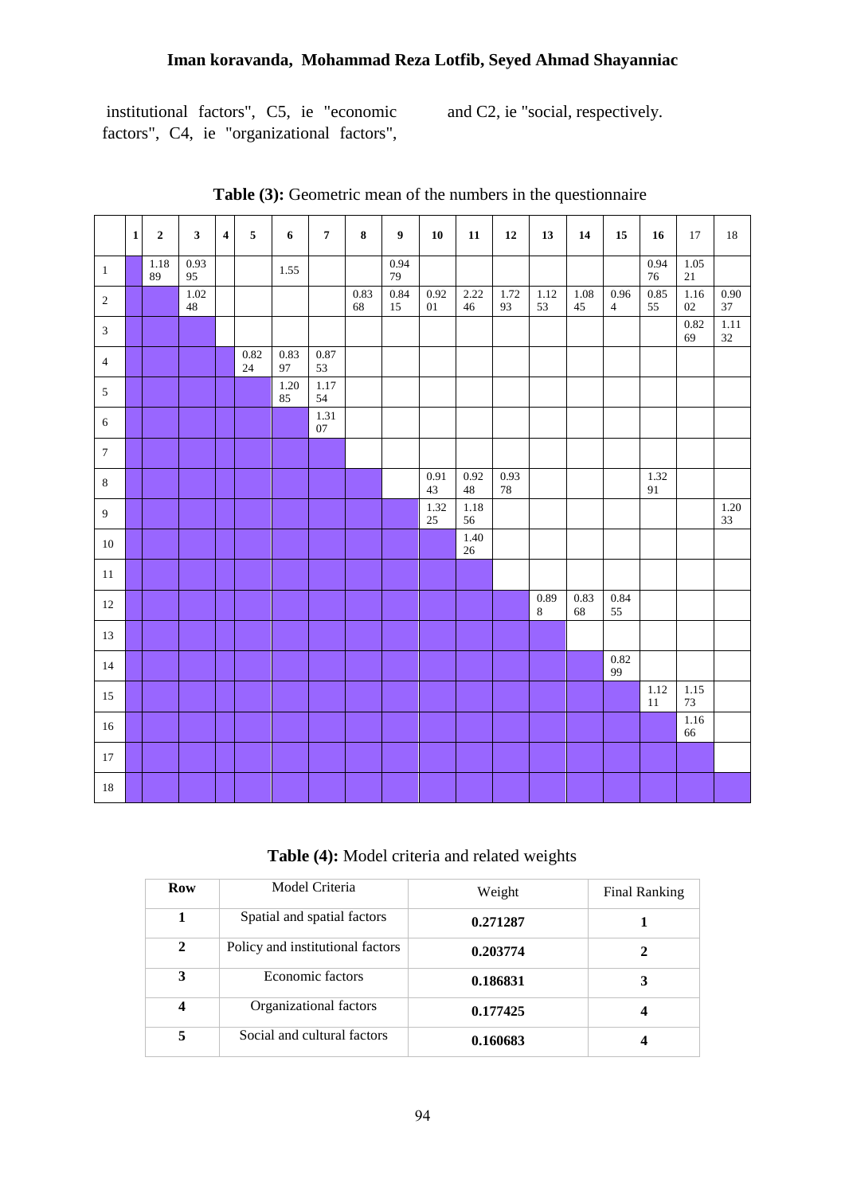institutional factors", C5, ie "economic factors", C4, ie "organizational factors", and C2, ie "social, respectively.

**Table (3):** Geometric mean of the numbers in the questionnaire

| | 1 | 2 | 3 | 4 | 5 | 6 | 7 | 8 | 9 | 10 | 11 | 12 | 13 | 14 | 15 | 16 | 17 | 18 |
|---|---|---|---|---|---|---|---|---|---|---|---|---|---|---|---|---|---|---|
| 1 | | 1.1889 | 0.9395 | | | 1.55 | | | 0.9479 | | | | | | | 0.9476 | 1.0521 | |
| 2 | | | 1.0248 | | | | | 0.8368 | 0.8415 | 0.9201 | 2.2246 | 1.7293 | 1.1253 | 1.0845 | 0.964 | 0.8555 | 1.1602 | 0.9037 |
| 3 | | | | | | | | | | | | | | | | | 0.8269 | 1.1132 |
| 4 | | | | | 0.8224 | 0.8397 | 0.8753 | | | | | | | | | | | |
| 5 | | | | | | 1.2085 | 1.1754 | | | | | | | | | | | |
| 6 | | | | | | | 1.3107 | | | | | | | | | | | |
| 7 | | | | | | | | | | | | | | | | | | |
| 8 | | | | | | | | | | 0.9143 | 0.9248 | 0.9378 | | | | 1.3291 | | |
| 9 | | | | | | | | | | 1.3225 | 1.1856 | | | | | | | 1.2033 |
| 10 | | | | | | | | | | | 1.4026 | | | | | | | |
| 11 | | | | | | | | | | | | | | | | | | |
| 12 | | | | | | | | | | | | | 0.898 | 0.8368 | 0.8455 | | | |
| 13 | | | | | | | | | | | | | | | | | | |
| 14 | | | | | | | | | | | | | | | 0.8299 | | | |
| 15 | | | | | | | | | | | | | | | | 1.1211 | 1.1573 | |
| 16 | | | | | | | | | | | | | | | | | 1.1666 | |
| 17 | | | | | | | | | | | | | | | | | | |
| 18 | | | | | | | | | | | | | | | | | | |

**Table (4):** Model criteria and related weights

| Row | Model Criteria | Weight | Final Ranking |
|---|---|---|---|
| **1** | Spatial and spatial factors | **0.271287** | **1** |
| **2** | Policy and institutional factors | **0.203774** | **2** |
| **3** | Economic factors | **0.186831** | **3** |
| **4** | Organizational factors | **0.177425** | **4** |
| **5** | Social and cultural factors | **0.160683** | **4** |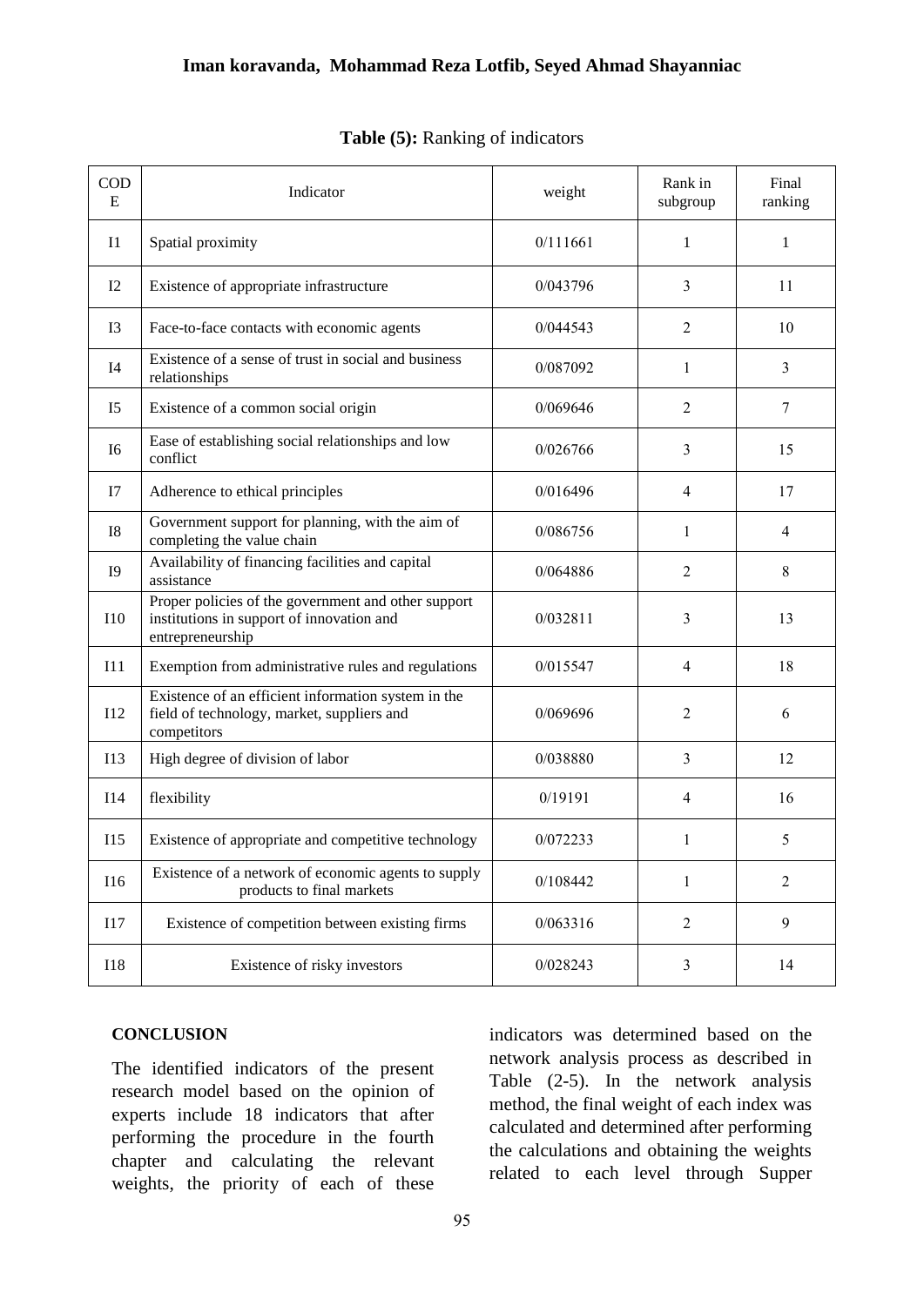**Table (5):** Ranking of indicators

| CODE | Indicator | weight | Rank in subgroup | Final ranking |
|---|---|---|---|---|
| I1 | Spatial proximity | 0/111661 | 1 | 1 |
| I2 | Existence of appropriate infrastructure | 0/043796 | 3 | 11 |
| I3 | Face-to-face contacts with economic agents | 0/044543 | 2 | 10 |
| I4 | Existence of a sense of trust in social and business relationships | 0/087092 | 1 | 3 |
| I5 | Existence of a common social origin | 0/069646 | 2 | 7 |
| I6 | Ease of establishing social relationships and low conflict | 0/026766 | 3 | 15 |
| I7 | Adherence to ethical principles | 0/016496 | 4 | 17 |
| I8 | Government support for planning, with the aim of completing the value chain | 0/086756 | 1 | 4 |
| I9 | Availability of financing facilities and capital assistance | 0/064886 | 2 | 8 |
| I10 | Proper policies of the government and other support institutions in support of innovation and entrepreneurship | 0/032811 | 3 | 13 |
| I11 | Exemption from administrative rules and regulations | 0/015547 | 4 | 18 |
| I12 | Existence of an efficient information system in the field of technology, market, suppliers and competitors | 0/069696 | 2 | 6 |
| I13 | High degree of division of labor | 0/038880 | 3 | 12 |
| I14 | flexibility | 0/19191 | 4 | 16 |
| I15 | Existence of appropriate and competitive technology | 0/072233 | 1 | 5 |
| I16 | Existence of a network of economic agents to supply products to final markets | 0/108442 | 1 | 2 |
| I17 | Existence of competition between existing firms | 0/063316 | 2 | 9 |
| I18 | Existence of risky investors | 0/028243 | 3 | 14 |

**CONCLUSION**

The identified indicators of the present research model based on the opinion of experts include 18 indicators that after performing the procedure in the fourth chapter and calculating the relevant weights, the priority of each of these indicators was determined based on the network analysis process as described in Table (2-5). In the network analysis method, the final weight of each index was calculated and determined after performing the calculations and obtaining the weights related to each level through Supper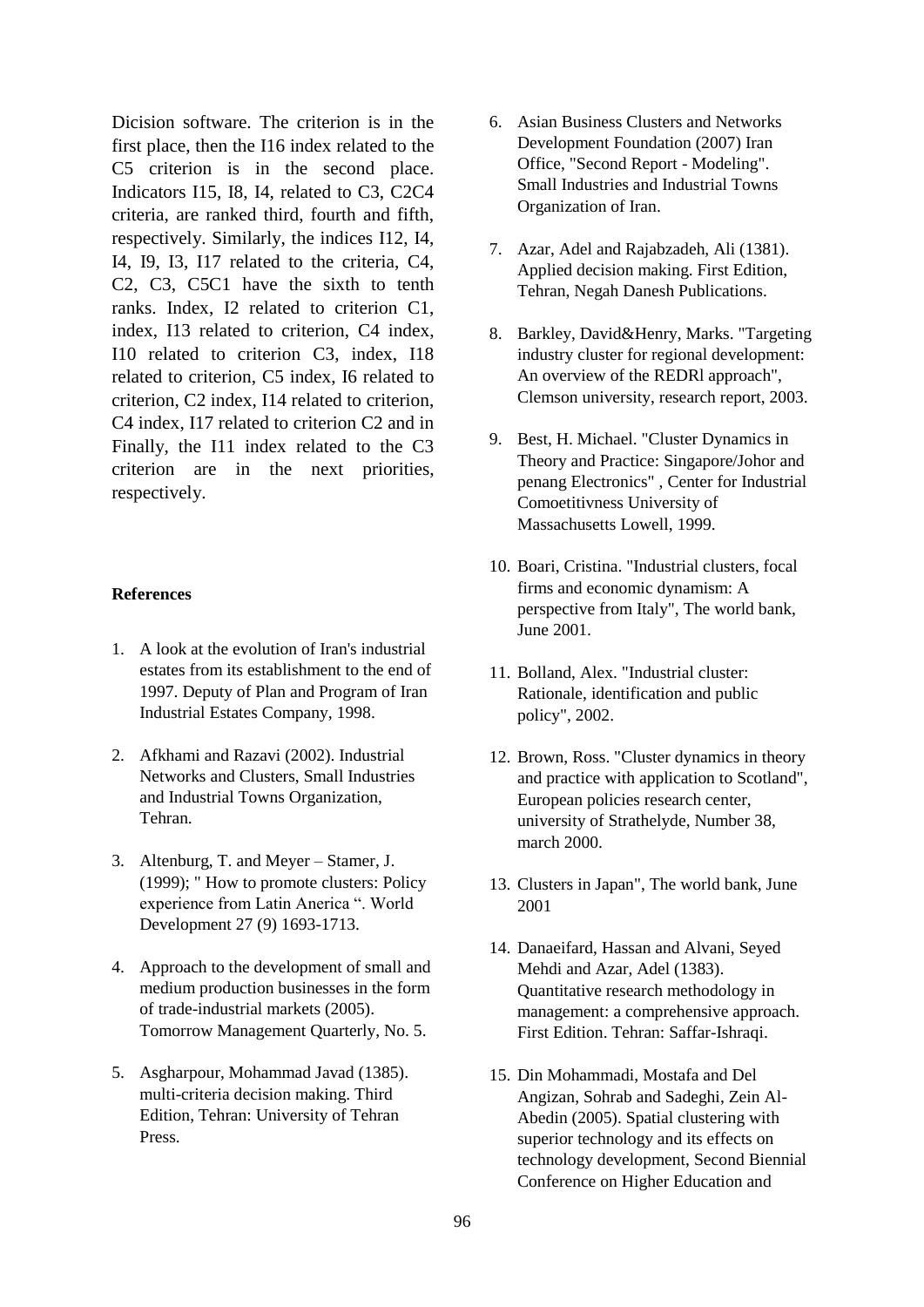Dicision software. The criterion is in the first place, then the I16 index related to the C5 criterion is in the second place. Indicators I15, I8, I4, related to C3, C2C4 criteria, are ranked third, fourth and fifth, respectively. Similarly, the indices I12, I4, I4, I9, I3, I17 related to the criteria, C4, C2, C3, C5C1 have the sixth to tenth ranks. Index, I2 related to criterion C1, index, I13 related to criterion, C4 index, I10 related to criterion C3, index, I18 related to criterion, C5 index, I6 related to criterion, C2 index, I14 related to criterion, C4 index, I17 related to criterion C2 and in Finally, the I11 index related to the C3 criterion are in the next priorities, respectively.

**References**

1. A look at the evolution of Iran's industrial estates from its establishment to the end of 1997. Deputy of Plan and Program of Iran Industrial Estates Company, 1998.
2. Afkhami and Razavi (2002). Industrial Networks and Clusters, Small Industries and Industrial Towns Organization, Tehran.
3. Altenburg, T. and Meyer – Stamer, J. (1999); " How to promote clusters: Policy experience from Latin Anerica ". World Development 27 (9) 1693-1713.
4. Approach to the development of small and medium production businesses in the form of trade-industrial markets (2005). Tomorrow Management Quarterly, No. 5.
5. Asgharpour, Mohammad Javad (1385). multi-criteria decision making. Third Edition, Tehran: University of Tehran Press.
6. Asian Business Clusters and Networks Development Foundation (2007) Iran Office, "Second Report - Modeling". Small Industries and Industrial Towns Organization of Iran.
7. Azar, Adel and Rajabzadeh, Ali (1381). Applied decision making. First Edition, Tehran, Negah Danesh Publications.
8. Barkley, David&Henry, Marks. "Targeting industry cluster for regional development: An overview of the REDRl approach", Clemson university, research report, 2003.
9. Best, H. Michael. "Cluster Dynamics in Theory and Practice: Singapore/Johor and penang Electronics" , Center for Industrial Comoetitivness University of Massachusetts Lowell, 1999.
10. Boari, Cristina. "Industrial clusters, focal firms and economic dynamism: A perspective from Italy", The world bank, June 2001.
11. Bolland, Alex. "Industrial cluster: Rationale, identification and public policy", 2002.
12. Brown, Ross. "Cluster dynamics in theory and practice with application to Scotland", European policies research center, university of Strathelyde, Number 38, march 2000.
13. Clusters in Japan", The world bank, June 2001
14. Danaeifard, Hassan and Alvani, Seyed Mehdi and Azar, Adel (1383). Quantitative research methodology in management: a comprehensive approach. First Edition. Tehran: Saffar-Ishraqi.
15. Din Mohammadi, Mostafa and Del Angizan, Sohrab and Sadeghi, Zein Al-Abedin (2005). Spatial clustering with superior technology and its effects on technology development, Second Biennial Conference on Higher Education and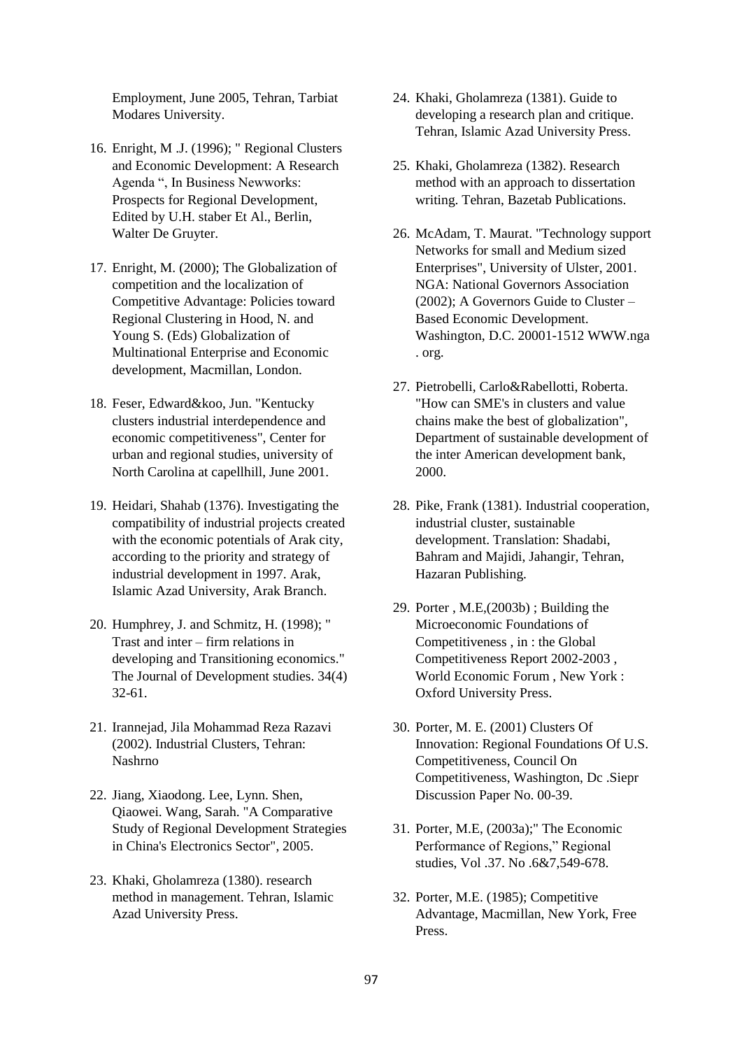Employment, June 2005, Tehran, Tarbiat Modares University.

16. Enright, M .J. (1996); " Regional Clusters and Economic Development: A Research Agenda ", In Business Newworks: Prospects for Regional Development, Edited by U.H. staber Et Al., Berlin, Walter De Gruyter.

17. Enright, M. (2000); The Globalization of competition and the localization of Competitive Advantage: Policies toward Regional Clustering in Hood, N. and Young S. (Eds) Globalization of Multinational Enterprise and Economic development, Macmillan, London.

18. Feser, Edward&koo, Jun. "Kentucky clusters industrial interdependence and economic competitiveness", Center for urban and regional studies, university of North Carolina at capellhill, June 2001.

19. Heidari, Shahab (1376). Investigating the compatibility of industrial projects created with the economic potentials of Arak city, according to the priority and strategy of industrial development in 1997. Arak, Islamic Azad University, Arak Branch.

20. Humphrey, J. and Schmitz, H. (1998); " Trast and inter – firm relations in developing and Transitioning economics." The Journal of Development studies. 34(4) 32-61.

21. Irannejad, Jila Mohammad Reza Razavi (2002). Industrial Clusters, Tehran: Nashrno

22. Jiang, Xiaodong. Lee, Lynn. Shen, Qiaowei. Wang, Sarah. "A Comparative Study of Regional Development Strategies in China's Electronics Sector", 2005.

23. Khaki, Gholamreza (1380). research method in management. Tehran, Islamic Azad University Press.

24. Khaki, Gholamreza (1381). Guide to developing a research plan and critique. Tehran, Islamic Azad University Press.

25. Khaki, Gholamreza (1382). Research method with an approach to dissertation writing. Tehran, Bazetab Publications.

26. McAdam, T. Maurat. "Technology support Networks for small and Medium sized Enterprises", University of Ulster, 2001. NGA: National Governors Association (2002); A Governors Guide to Cluster – Based Economic Development. Washington, D.C. 20001-1512 WWW.nga . org.

27. Pietrobelli, Carlo&Rabellotti, Roberta. "How can SME's in clusters and value chains make the best of globalization", Department of sustainable development of the inter American development bank, 2000.

28. Pike, Frank (1381). Industrial cooperation, industrial cluster, sustainable development. Translation: Shadabi, Bahram and Majidi, Jahangir, Tehran, Hazaran Publishing.

29. Porter , M.E,(2003b) ; Building the Microeconomic Foundations of Competitiveness , in : the Global Competitiveness Report 2002-2003 , World Economic Forum , New York : Oxford University Press.

30. Porter, M. E. (2001) Clusters Of Innovation: Regional Foundations Of U.S. Competitiveness, Council On Competitiveness, Washington, Dc .Siepr Discussion Paper No. 00-39.

31. Porter, M.E, (2003a);" The Economic Performance of Regions," Regional studies, Vol .37. No .6&7,549-678.

32. Porter, M.E. (1985); Competitive Advantage, Macmillan, New York, Free Press.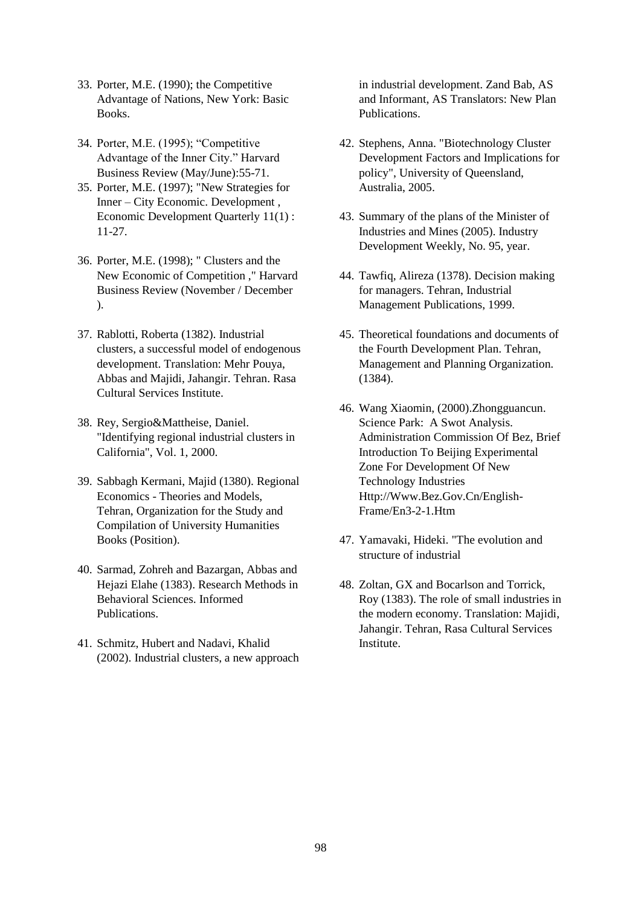33. Porter, M.E. (1990); the Competitive Advantage of Nations, New York: Basic Books.

34. Porter, M.E. (1995); "Competitive Advantage of the Inner City." Harvard Business Review (May/June):55-71.

35. Porter, M.E. (1997); "New Strategies for Inner – City Economic. Development , Economic Development Quarterly 11(1) : 11-27.

36. Porter, M.E. (1998); " Clusters and the New Economic of Competition ," Harvard Business Review (November / December ).

37. Rablotti, Roberta (1382). Industrial clusters, a successful model of endogenous development. Translation: Mehr Pouya, Abbas and Majidi, Jahangir. Tehran. Rasa Cultural Services Institute.

38. Rey, Sergio&Mattheise, Daniel. "Identifying regional industrial clusters in California", Vol. 1, 2000.

39. Sabbagh Kermani, Majid (1380). Regional Economics - Theories and Models, Tehran, Organization for the Study and Compilation of University Humanities Books (Position).

40. Sarmad, Zohreh and Bazargan, Abbas and Hejazi Elahe (1383). Research Methods in Behavioral Sciences. Informed Publications.

41. Schmitz, Hubert and Nadavi, Khalid (2002). Industrial clusters, a new approach in industrial development. Zand Bab, AS and Informant, AS Translators: New Plan Publications.

42. Stephens, Anna. "Biotechnology Cluster Development Factors and Implications for policy", University of Queensland, Australia, 2005.

43. Summary of the plans of the Minister of Industries and Mines (2005). Industry Development Weekly, No. 95, year.

44. Tawfiq, Alireza (1378). Decision making for managers. Tehran, Industrial Management Publications, 1999.

45. Theoretical foundations and documents of the Fourth Development Plan. Tehran, Management and Planning Organization. (1384).

46. Wang Xiaomin, (2000).Zhongguancun. Science Park: A Swot Analysis. Administration Commission Of Bez, Brief Introduction To Beijing Experimental Zone For Development Of New Technology Industries Http://Www.Bez.Gov.Cn/English-Frame/En3-2-1.Htm

47. Yamavaki, Hideki. "The evolution and structure of industrial

48. Zoltan, GX and Bocarlson and Torrick, Roy (1383). The role of small industries in the modern economy. Translation: Majidi, Jahangir. Tehran, Rasa Cultural Services Institute.